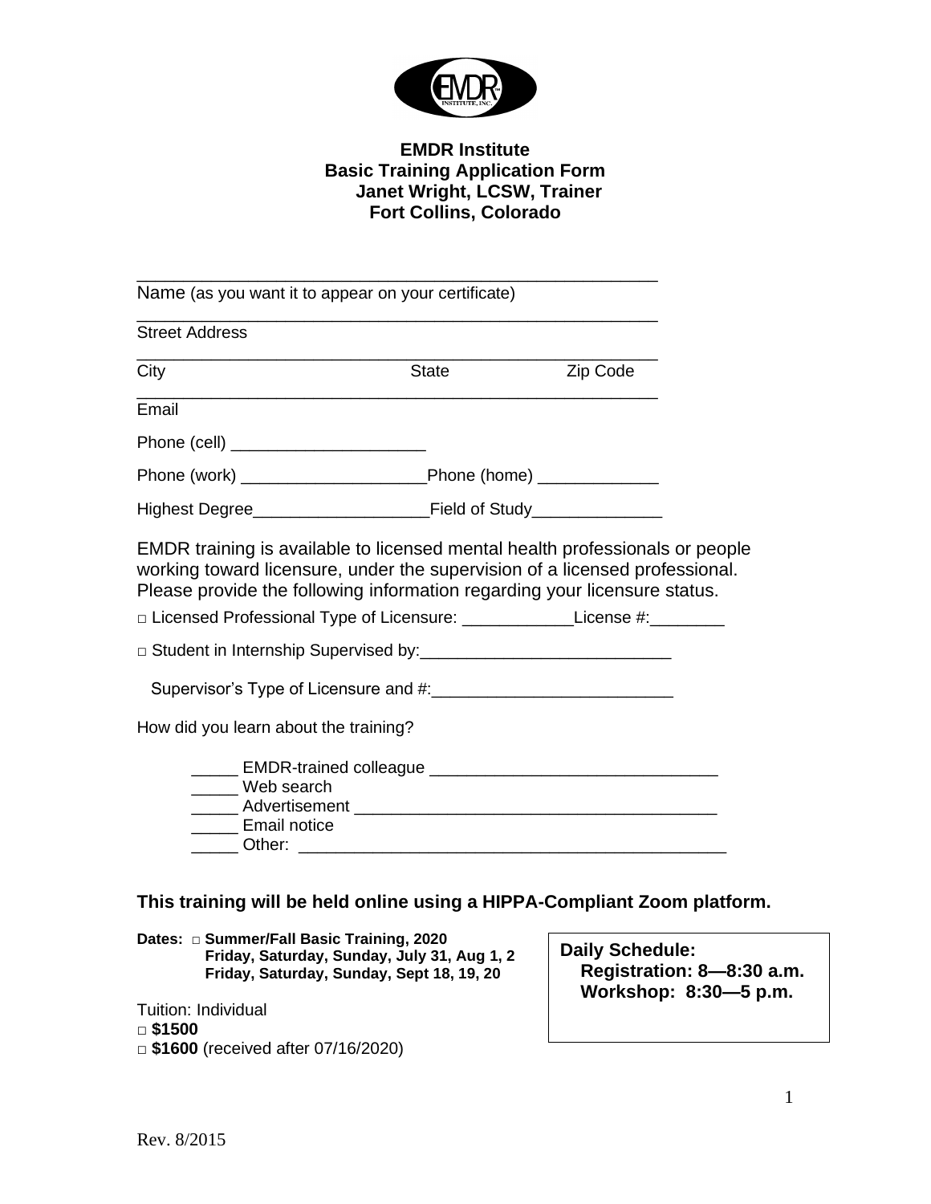**EMDR Institute**
**Basic Training Application Form**
**Janet Wright, LCSW, Trainer**
**Fort Collins, Colorado**

_______________________________________________________
Name (as you want it to appear on your certificate)

_______________________________________________________
Street Address

_______________________________________________________
City State Zip Code

_______________________________________________________
Email

Phone (cell) _____________________

Phone (work) ____________________Phone (home) _____________

Highest Degree___________________Field of Study______________

EMDR training is available to licensed mental health professionals or people working toward licensure, under the supervision of a licensed professional. Please provide the following information regarding your licensure status.

□ Licensed Professional Type of Licensure: ____________License #:________

□ Student in Internship Supervised by:___________________________

Supervisor's Type of Licensure and #:__________________________

How did you learn about the training?

_____ EMDR-trained colleague _______________________________
_____ Web search
_____ Advertisement ______________________________________
_____ Email notice
_____ Other: _____________________________________________

**This training will be held online using a HIPPA-Compliant Zoom platform.**

**Dates:** □ **Summer/Fall Basic Training, 2020**
**Friday, Saturday, Sunday, July 31, Aug 1, 2**
**Friday, Saturday, Sunday, Sept 18, 19, 20**

**Daily Schedule:**
**Registration: 8—8:30 a.m.**
**Workshop: 8:30—5 p.m.**

Tuition: Individual
□ **$1500**
□ **$1600** (received after 07/16/2020)

Rev. 8/2015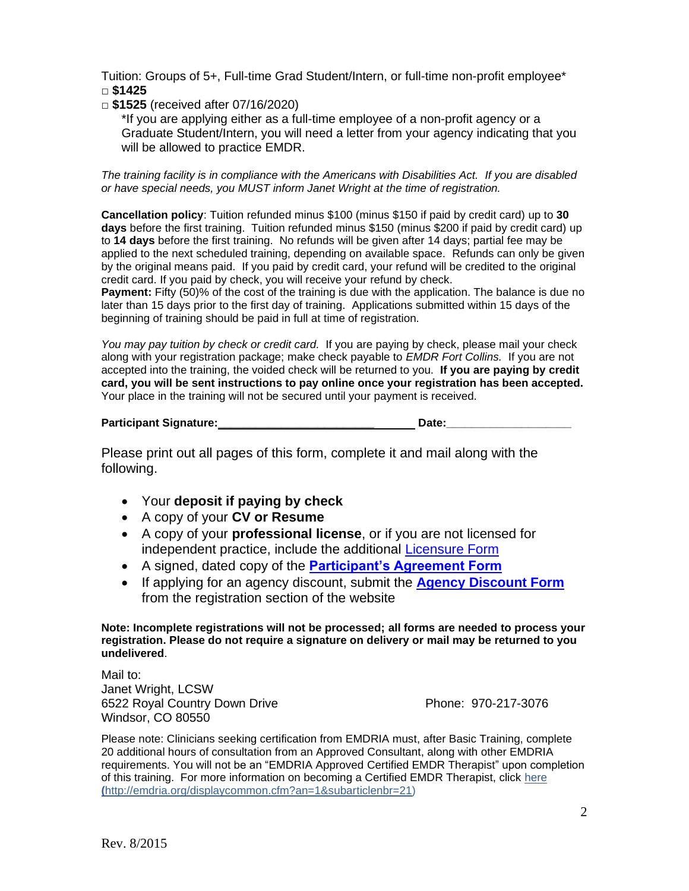Tuition: Groups of 5+, Full-time Grad Student/Intern, or full-time non-profit employee*
□ **$1425**
□ **$1525** (received after 07/16/2020)

*If you are applying either as a full-time employee of a non-profit agency or a Graduate Student/Intern, you will need a letter from your agency indicating that you will be allowed to practice EMDR.

*The training facility is in compliance with the Americans with Disabilities Act. If you are disabled or have special needs, you MUST inform Janet Wright at the time of registration.*

**Cancellation policy**: Tuition refunded minus $100 (minus $150 if paid by credit card) up to **30 days** before the first training. Tuition refunded minus $150 (minus $200 if paid by credit card) up to **14 days** before the first training. No refunds will be given after 14 days; partial fee may be applied to the next scheduled training, depending on available space. Refunds can only be given by the original means paid. If you paid by credit card, your refund will be credited to the original credit card. If you paid by check, you will receive your refund by check.
**Payment:** Fifty (50)% of the cost of the training is due with the application. The balance is due no later than 15 days prior to the first day of training. Applications submitted within 15 days of the beginning of training should be paid in full at time of registration.

*You may pay tuition by check or credit card.* If you are paying by check, please mail your check along with your registration package; make check payable to *EMDR Fort Collins.* If you are not accepted into the training, the voided check will be returned to you. **If you are paying by credit card, you will be sent instructions to pay online once your registration has been accepted.** Your place in the training will not be secured until your payment is received.

**Participant Signature:**_________________________________ **Date:**____________________

Please print out all pages of this form, complete it and mail along with the following.

- Your **deposit if paying by check**
- A copy of your **CV or Resume**
- A copy of your **professional license**, or if you are not licensed for independent practice, include the additional Licensure Form
- A signed, dated copy of the **Participant's Agreement Form**
- If applying for an agency discount, submit the **Agency Discount Form** from the registration section of the website

**Note: Incomplete registrations will not be processed; all forms are needed to process your registration. Please do not require a signature on delivery or mail may be returned to you undelivered**.

Mail to:
Janet Wright, LCSW
6522 Royal Country Down Drive
Windsor, CO 80550

Phone: 970-217-3076

Please note: Clinicians seeking certification from EMDRIA must, after Basic Training, complete 20 additional hours of consultation from an Approved Consultant, along with other EMDRIA requirements. You will not be an "EMDRIA Approved Certified EMDR Therapist" upon completion of this training. For more information on becoming a Certified EMDR Therapist, click here (http://emdria.org/displaycommon.cfm?an=1&subarticlenbr=21)

Rev. 8/2015